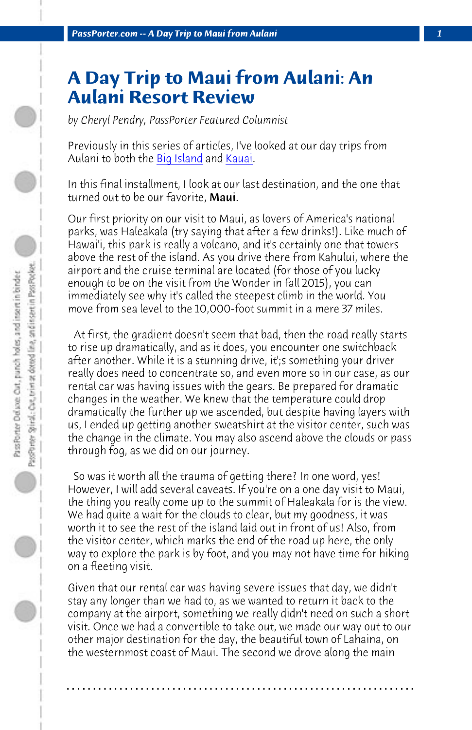# A Day Trip to Maui from Aulani: An Aulani Resort Review

*by Cheryl Pendry, PassPorter Featured Columnist*

Previously in this series of articles, I've looked at our day trips from Aulani to both the Big Island and Kauai.

In this final installment, I look at our last destination, and the one that turned out to be our favorite, **Maui**.

Our first priority on our visit to Maui, as lovers of America's national parks, was Haleakala (try saying that after a few drinks!). Like much of Hawai'i, this park is really a volcano, and it's certainly one that towers above the rest of the island. As you drive there from Kahului, where the airport and the cruise terminal are located (for those of you lucky enough to be on the visit from the Wonder in fall 2015), you can immediately see why it's called the steepest climb in the world. You move from sea level to the 10,000-foot summit in a mere 37 miles.

At first, the gradient doesn't seem that bad, then the road really starts to rise up dramatically, and as it does, you encounter one switchback after another. While it is a stunning drive, it';s something your driver really does need to concentrate so, and even more so in our case, as our rental car was having issues with the gears. Be prepared for dramatic changes in the weather. We knew that the temperature could drop dramatically the further up we ascended, but despite having layers with us, I ended up getting another sweatshirt at the visitor center, such was the change in the climate. You may also ascend above the clouds or pass through fog, as we did on our journey.

So was it worth all the trauma of getting there? In one word, yes! However, I will add several caveats. If you're on a one day visit to Maui, the thing you really come up to the summit of Haleakala for is the view. We had quite a wait for the clouds to clear, but my goodness, it was worth it to see the rest of the island laid out in front of us! Also, from the visitor center, which marks the end of the road up here, the only way to explore the park is by foot, and you may not have time for hiking on a fleeting visit.

Given that our rental car was having severe issues that day, we didn't stay any longer than we had to, as we wanted to return it back to the company at the airport, something we really didn't need on such a short visit. Once we had a convertible to take out, we made our way out to our other major destination for the day, the beautiful town of Lahaina, on the westernmost coast of Maui. The second we drove along the main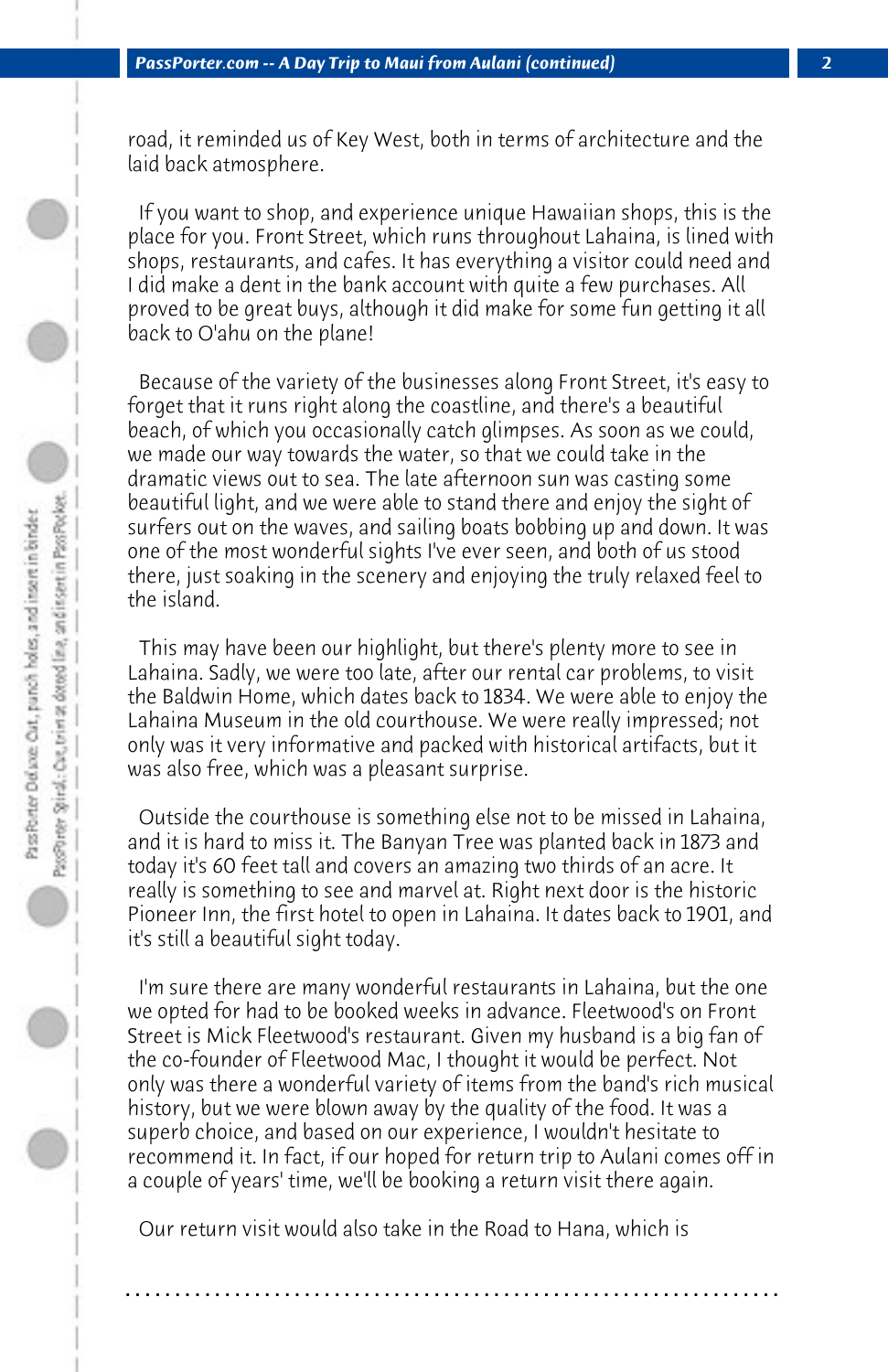road, it reminded us of Key West, both in terms of architecture and the laid back atmosphere.

If you want to shop, and experience unique Hawaiian shops, this is the place for you. Front Street, which runs throughout Lahaina, is lined with shops, restaurants, and cafes. It has everything a visitor could need and I did make a dent in the bank account with quite a few purchases. All proved to be great buys, although it did make for some fun getting it all back to O'ahu on the plane!

Because of the variety of the businesses along Front Street, it's easy to forget that it runs right along the coastline, and there's a beautiful beach, of which you occasionally catch glimpses. As soon as we could, we made our way towards the water, so that we could take in the dramatic views out to sea. The late afternoon sun was casting some beautiful light, and we were able to stand there and enjoy the sight of surfers out on the waves, and sailing boats bobbing up and down. It was one of the most wonderful sights I've ever seen, and both of us stood there, just soaking in the scenery and enjoying the truly relaxed feel to the island.

This may have been our highlight, but there's plenty more to see in Lahaina. Sadly, we were too late, after our rental car problems, to visit the Baldwin Home, which dates back to 1834. We were able to enjoy the Lahaina Museum in the old courthouse. We were really impressed; not only was it very informative and packed with historical artifacts, but it was also free, which was a pleasant surprise.

Outside the courthouse is something else not to be missed in Lahaina, and it is hard to miss it. The Banyan Tree was planted back in 1873 and today it's 60 feet tall and covers an amazing two thirds of an acre. It really is something to see and marvel at. Right next door is the historic Pioneer Inn, the first hotel to open in Lahaina. It dates back to 1901, and it's still a beautiful sight today.

I'm sure there are many wonderful restaurants in Lahaina, but the one we opted for had to be booked weeks in advance. Fleetwood's on Front Street is Mick Fleetwood's restaurant. Given my husband is a big fan of the co-founder of Fleetwood Mac, I thought it would be perfect. Not only was there a wonderful variety of items from the band's rich musical history, but we were blown away by the quality of the food. It was a superb choice, and based on our experience, I wouldn't hesitate to recommend it. In fact, if our hoped for return trip to Aulani comes off in a couple of years' time, we'll be booking a return visit there again.

Our return visit would also take in the Road to Hana, which is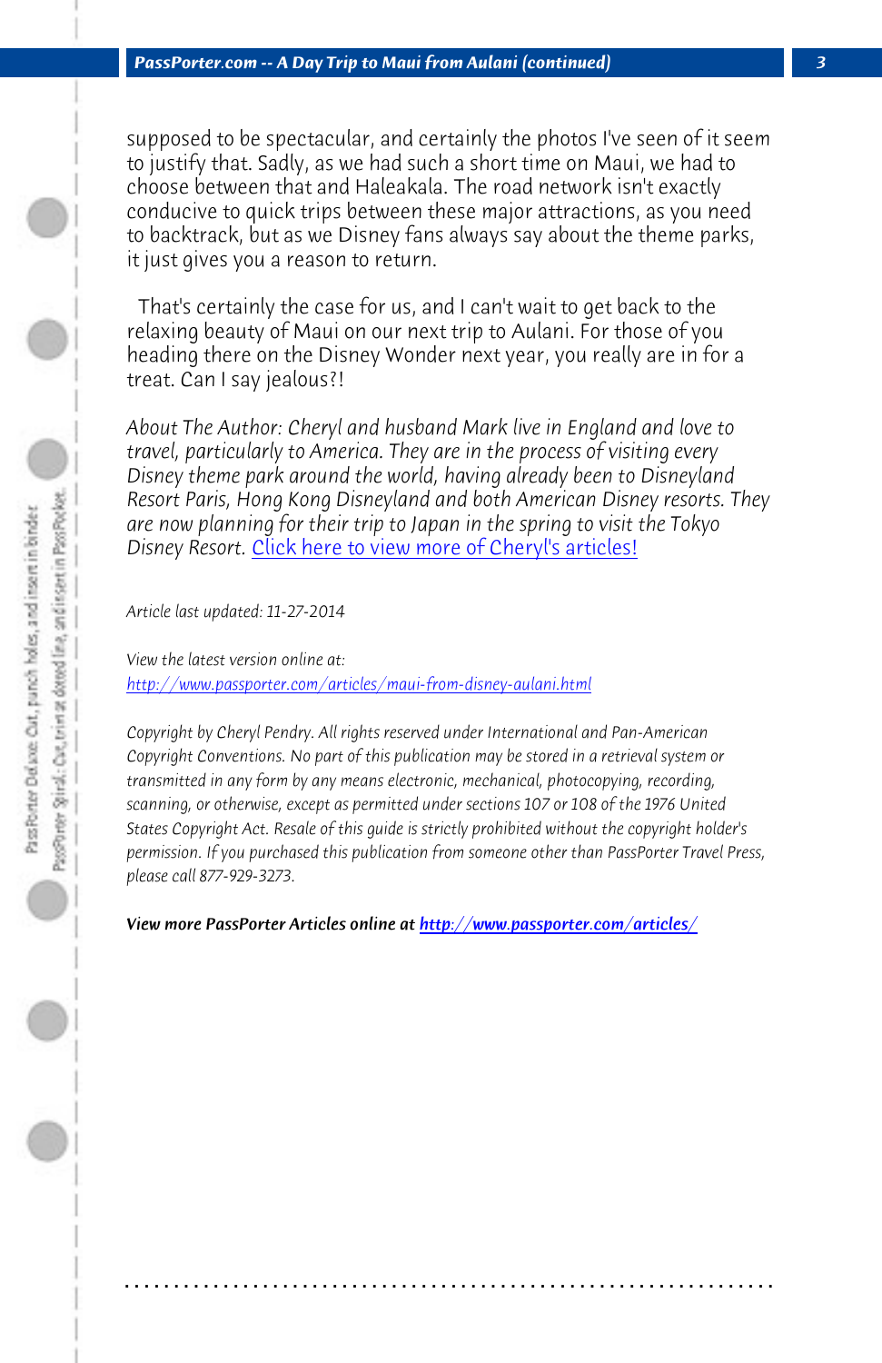supposed to be spectacular, and certainly the photos I've seen of it seem to justify that. Sadly, as we had such a short time on Maui, we had to choose between that and Haleakala. The road network isn't exactly conducive to quick trips between these major attractions, as you need to backtrack, but as we Disney fans always say about the theme parks, it just gives you a reason to return.

That's certainly the case for us, and I can't wait to get back to the relaxing beauty of Maui on our next trip to Aulani. For those of you heading there on the Disney Wonder next year, you really are in for a treat. Can I say jealous?!

*About The Author: Cheryl and husband Mark live in England and love to travel, particularly to America. They are in the process of visiting every Disney theme park around the world, having already been to Disneyland Resort Paris, Hong Kong Disneyland and both American Disney resorts. They are now planning for their trip to Japan in the spring to visit the Tokyo Disney Resort. Click here to view more of Cheryl's articles!*

*Article last updated: 11-27-2014*

*View the latest version online at:*
*http://www.passporter.com/articles/maui-from-disney-aulani.html*

*Copyright by Cheryl Pendry. All rights reserved under International and Pan-American Copyright Conventions. No part of this publication may be stored in a retrieval system or transmitted in any form by any means electronic, mechanical, photocopying, recording, scanning, or otherwise, except as permitted under sections 107 or 108 of the 1976 United States Copyright Act. Resale of this guide is strictly prohibited without the copyright holder's permission. If you purchased this publication from someone other than PassPorter Travel Press, please call 877-929-3273.*

***View more PassPorter Articles online at http://www.passporter.com/articles/***